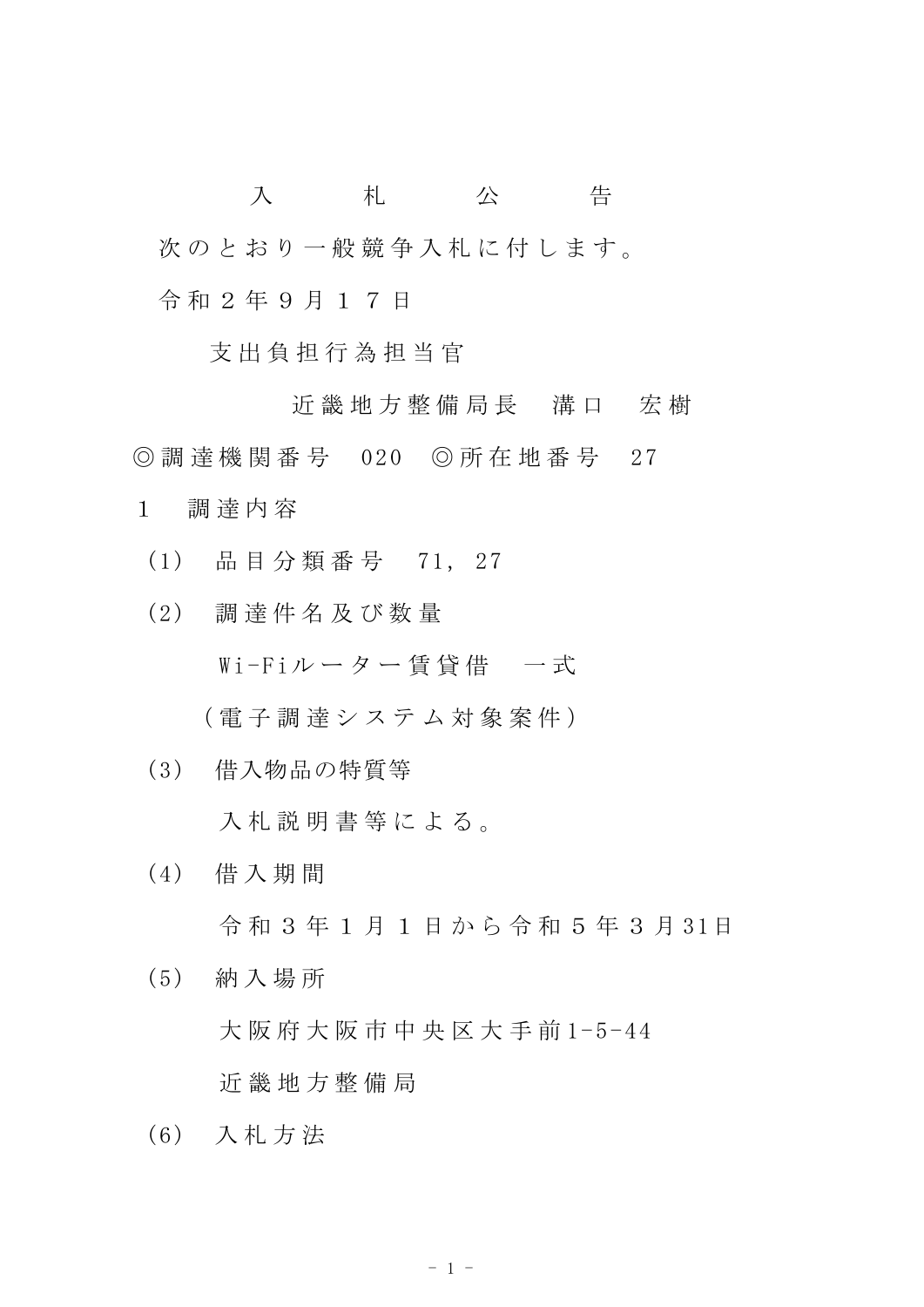# 入　札　公　告

次のとおり一般競争入札に付します。

令和２年９月１７日

支出負担行為担当官

近畿地方整備局長　溝口　宏樹

◎調達機関番号　020　◎所在地番号　27

１　調達内容

（1）　品目分類番号　71，27

（2）　調達件名及び数量

Wi-Fiルーター賃貸借　一式

（電子調達システム対象案件）

（3）　借入物品の特質等

入札説明書等による。

（4）　借入期間

令和３年１月１日から令和５年３月31日

（5）　納入場所

大阪府大阪市中央区大手前1-5-44

近畿地方整備局

（6）　入札方法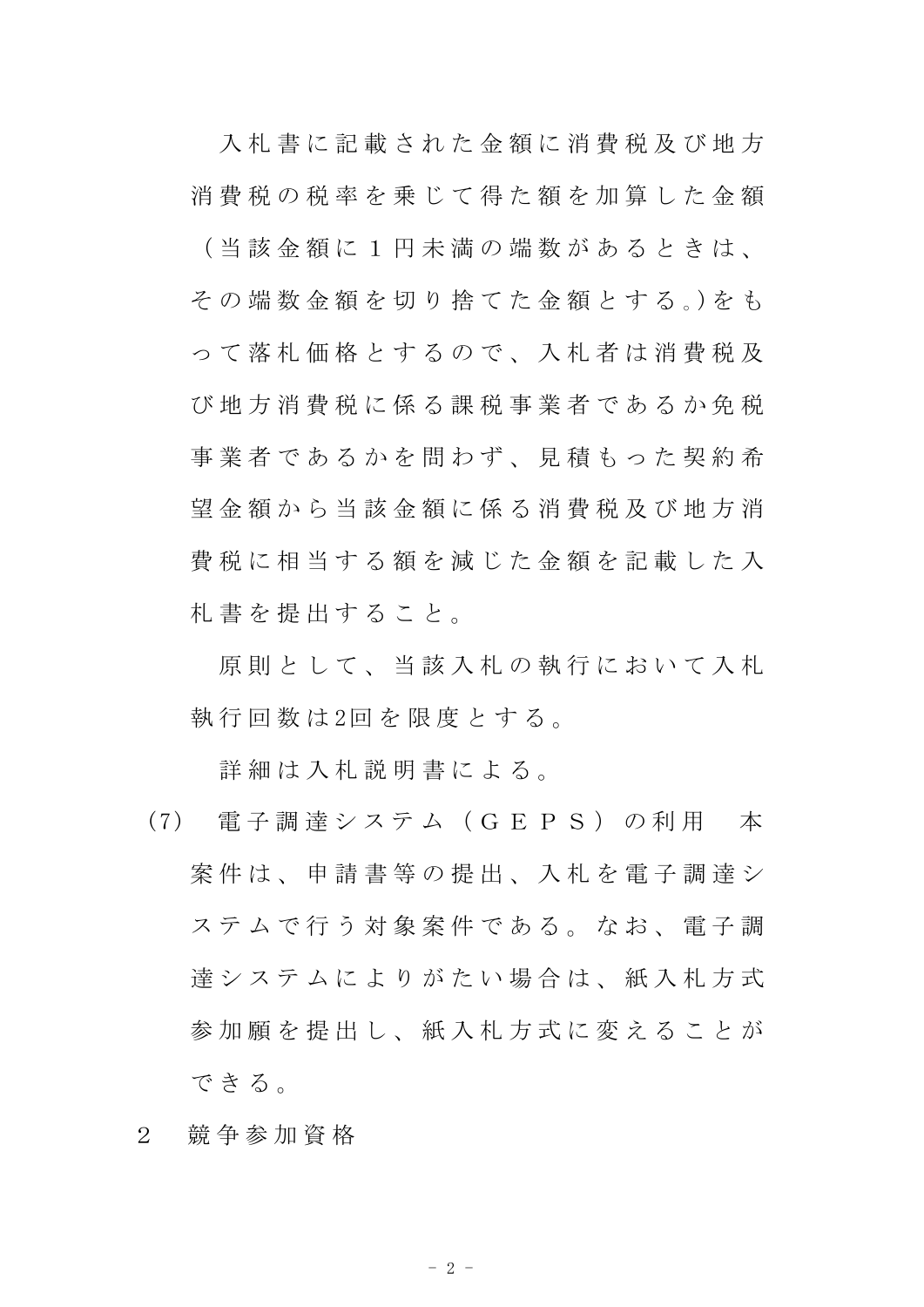入札書に記載された金額に消費税及び地方消費税の税率を乗じて得た額を加算した金額（当該金額に１円未満の端数があるときは、その端数金額を切り捨てた金額とする。）をもって落札価格とするので、入札者は消費税及び地方消費税に係る課税事業者であるか免税事業者であるかを問わず、見積もった契約希望金額から当該金額に係る消費税及び地方消費税に相当する額を減じた金額を記載した入札書を提出すること。

原則として、当該入札の執行において入札執行回数は2回を限度とする。

詳細は入札説明書による。

(7) 電子調達システム（ＧＥＰＳ）の利用　本案件は、申請書等の提出、入札を電子調達システムで行う対象案件である。なお、電子調達システムによりがたい場合は、紙入札方式参加願を提出し、紙入札方式に変えることができる。

２　競争参加資格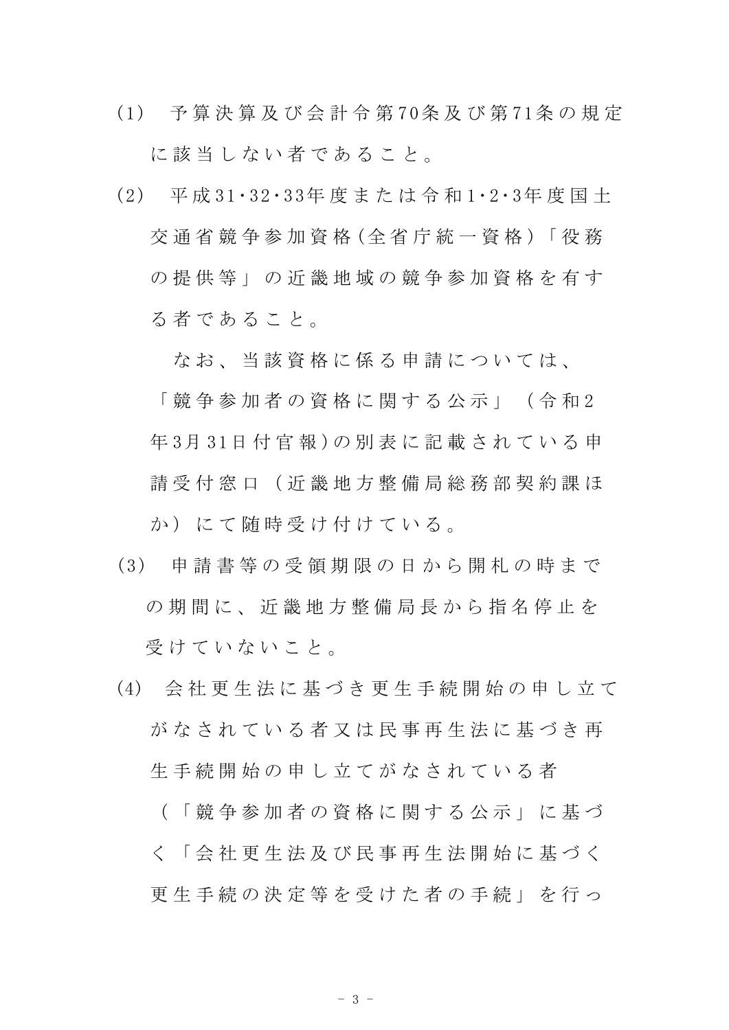(1)　予算決算及び会計令第70条及び第71条の規定に該当しない者であること。

(2)　平成31･32･33年度または令和1･2･3年度国土交通省競争参加資格(全省庁統一資格)「役務の提供等」の近畿地域の競争参加資格を有する者であること。

なお、当該資格に係る申請については、「競争参加者の資格に関する公示」（令和2年3月31日付官報)の別表に記載されている申請受付窓口（近畿地方整備局総務部契約課ほか）にて随時受け付けている。

(3)　申請書等の受領期限の日から開札の時までの期間に、近畿地方整備局長から指名停止を受けていないこと。

(4)　会社更生法に基づき更生手続開始の申し立てがなされている者又は民事再生法に基づき再生手続開始の申し立てがなされている者（「競争参加者の資格に関する公示」に基づく「会社更生法及び民事再生法開始に基づく更生手続の決定等を受けた者の手続」を行っ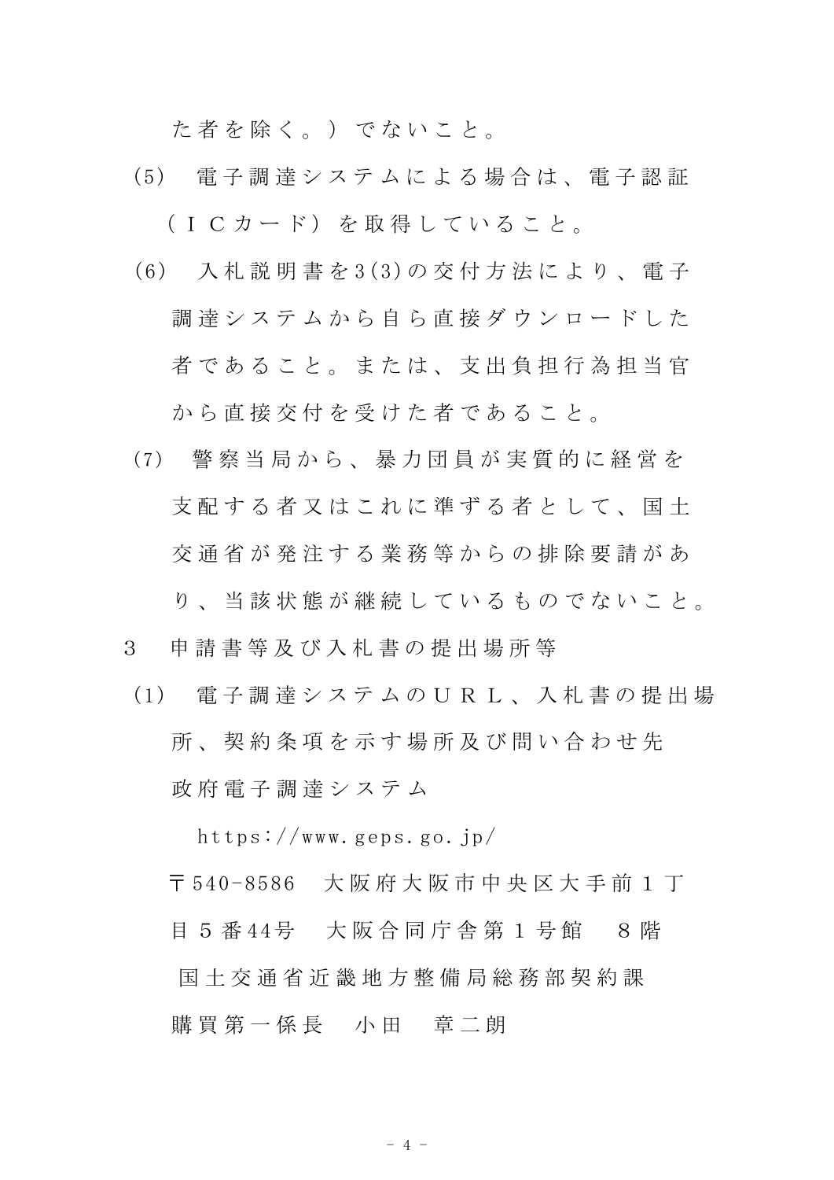た者を除く。）でないこと。

(5)　電子調達システムによる場合は、電子認証（ＩＣカード）を取得していること。

(6)　入札説明書を3(3)の交付方法により、電子調達システムから自ら直接ダウンロードした者であること。または、支出負担行為担当官から直接交付を受けた者であること。

(7)　警察当局から、暴力団員が実質的に経営を支配する者又はこれに準ずる者として、国土交通省が発注する業務等からの排除要請があり、当該状態が継続しているものでないこと。

3　申請書等及び入札書の提出場所等

(1)　電子調達システムのＵＲＬ、入札書の提出場所、契約条項を示す場所及び問い合わせ先

政府電子調達システム

https://www.geps.go.jp/

〒540-8586　大阪府大阪市中央区大手前１丁目５番44号　大阪合同庁舎第１号館　８階

国土交通省近畿地方整備局総務部契約課

購買第一係長　小田　章二朗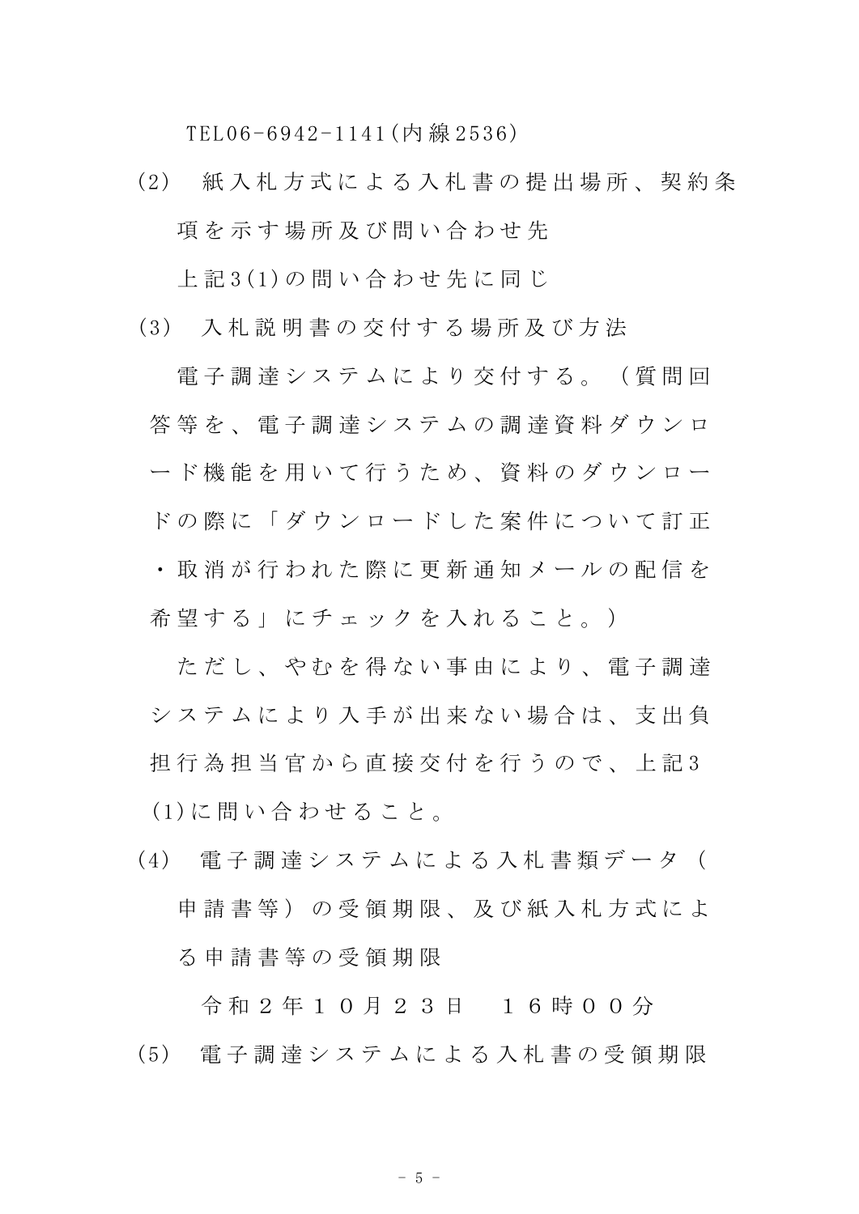TEL06-6942-1141(内線2536)

(2) 紙入札方式による入札書の提出場所、契約条項を示す場所及び問い合わせ先

上記3(1)の問い合わせ先に同じ

(3) 入札説明書の交付する場所及び方法

電子調達システムにより交付する。（質問回答等を、電子調達システムの調達資料ダウンロード機能を用いて行うため、資料のダウンロードの際に「ダウンロードした案件について訂正・取消が行われた際に更新通知メールの配信を希望する」にチェックを入れること。）

ただし、やむを得ない事由により、電子調達システムにより入手が出来ない場合は、支出負担行為担当官から直接交付を行うので、上記3(1)に問い合わせること。

(4) 電子調達システムによる入札書類データ（申請書等）の受領期限、及び紙入札方式による申請書等の受領期限

令和２年１０月２３日　１６時００分

(5) 電子調達システムによる入札書の受領期限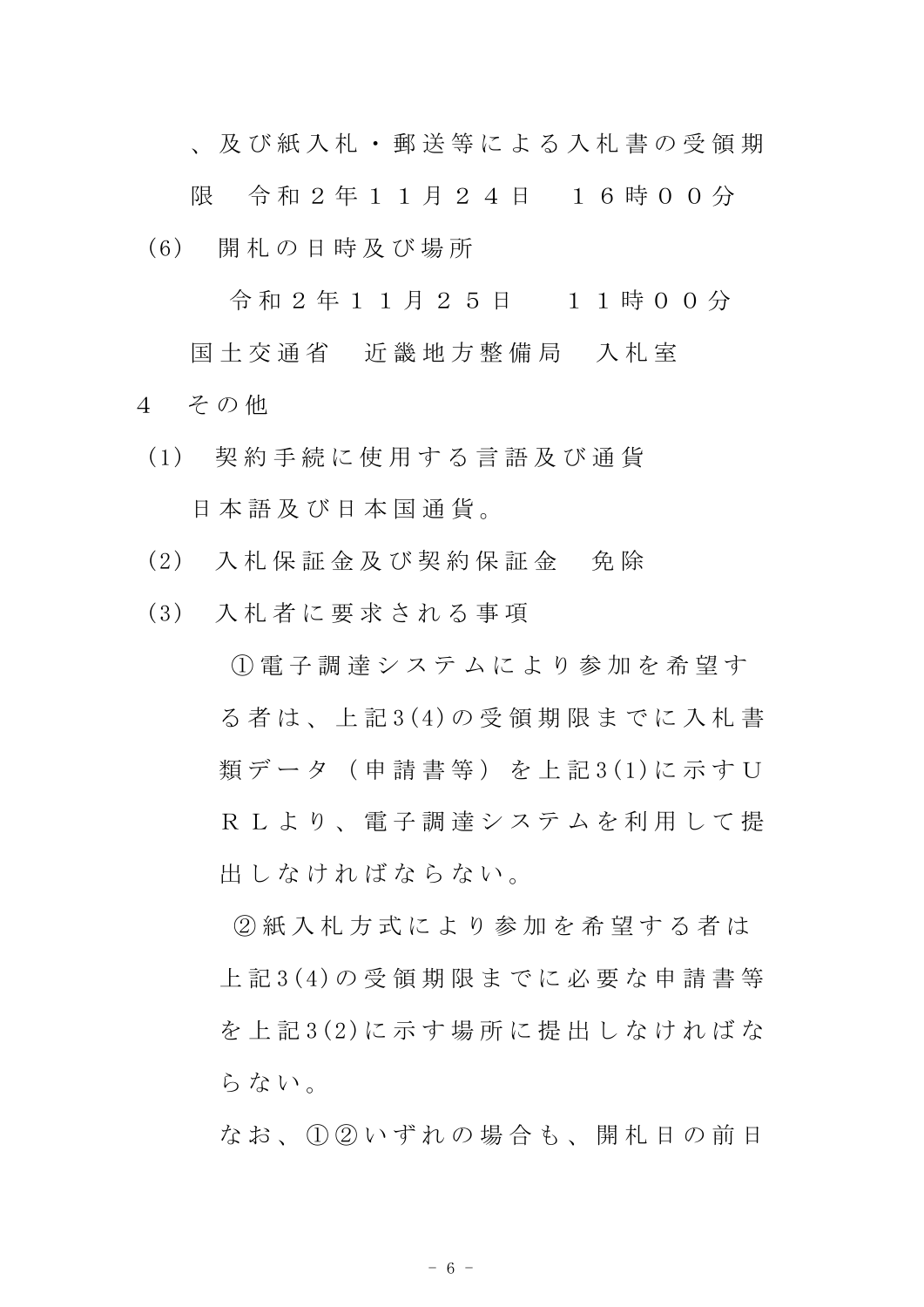、及び紙入札・郵送等による入札書の受領期限　令和２年１１月２４日　１６時００分

(6) 開札の日時及び場所

令和２年１１月２５日　１１時００分

国土交通省　近畿地方整備局　入札室

4　その他

(1) 契約手続に使用する言語及び通貨

日本語及び日本国通貨。

(2) 入札保証金及び契約保証金　免除

(3) 入札者に要求される事項

①電子調達システムにより参加を希望する者は、上記3(4)の受領期限までに入札書類データ（申請書等）を上記3(1)に示すＵＲＬより、電子調達システムを利用して提出しなければならない。

②紙入札方式により参加を希望する者は上記3(4)の受領期限までに必要な申請書等を上記3(2)に示す場所に提出しなければならない。

なお、①②いずれの場合も、開札日の前日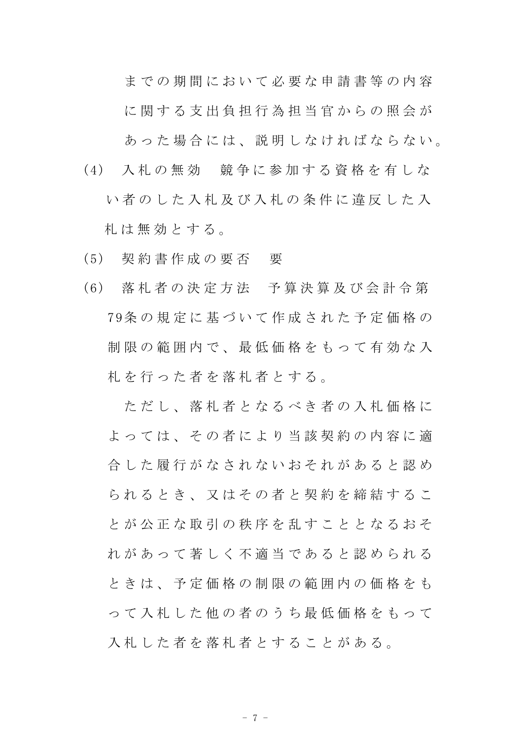までの期間において必要な申請書等の内容に関する支出負担行為担当官からの照会があった場合には、説明しなければならない。

(4) 入札の無効　競争に参加する資格を有しない者のした入札及び入札の条件に違反した入札は無効とする。

(5) 契約書作成の要否　要

(6) 落札者の決定方法　予算決算及び会計令第79条の規定に基づいて作成された予定価格の制限の範囲内で、最低価格をもって有効な入札を行った者を落札者とする。

ただし、落札者となるべき者の入札価格によっては、その者により当該契約の内容に適合した履行がなされないおそれがあると認められるとき、又はその者と契約を締結することが公正な取引の秩序を乱すこととなるおそれがあって著しく不適当であると認められるときは、予定価格の制限の範囲内の価格をもって入札した他の者のうち最低価格をもって入札した者を落札者とすることがある。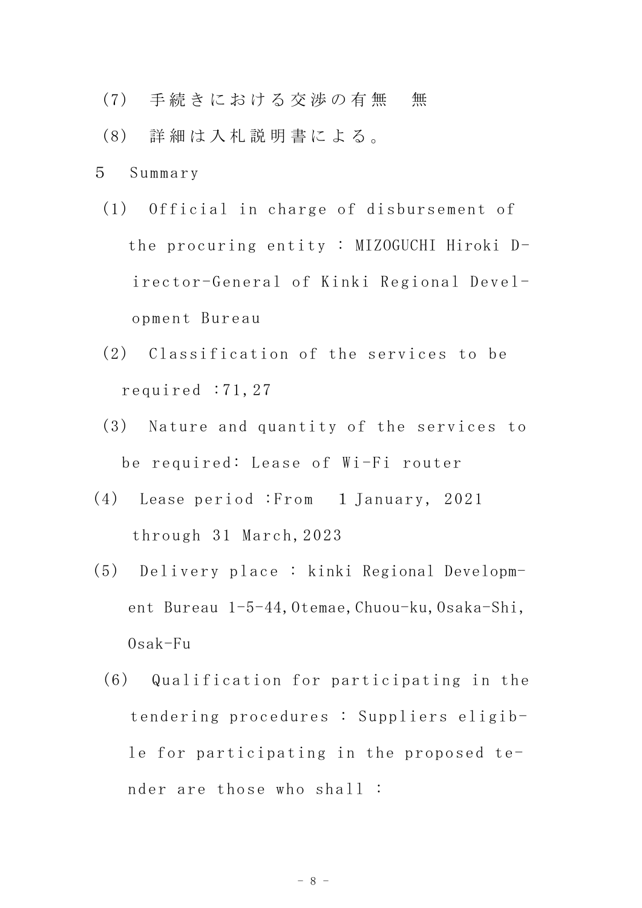(7) 手続きにおける交渉の有無　無

(8) 詳細は入札説明書による。

5 Summary

(1) Official in charge of disbursement of the procuring entity : MIZOGUCHI Hiroki Director-General of Kinki Regional Development Bureau

(2) Classification of the services to be required :71,27

(3) Nature and quantity of the services to be required: Lease of Wi-Fi router

(4) Lease period :From 1 January, 2021 through 31 March,2023

(5) Delivery place : kinki Regional Development Bureau 1-5-44,Otemae,Chuou-ku,Osaka-Shi,Osak-Fu

(6) Qualification for participating in the tendering procedures : Suppliers eligible for participating in the proposed tender are those who shall :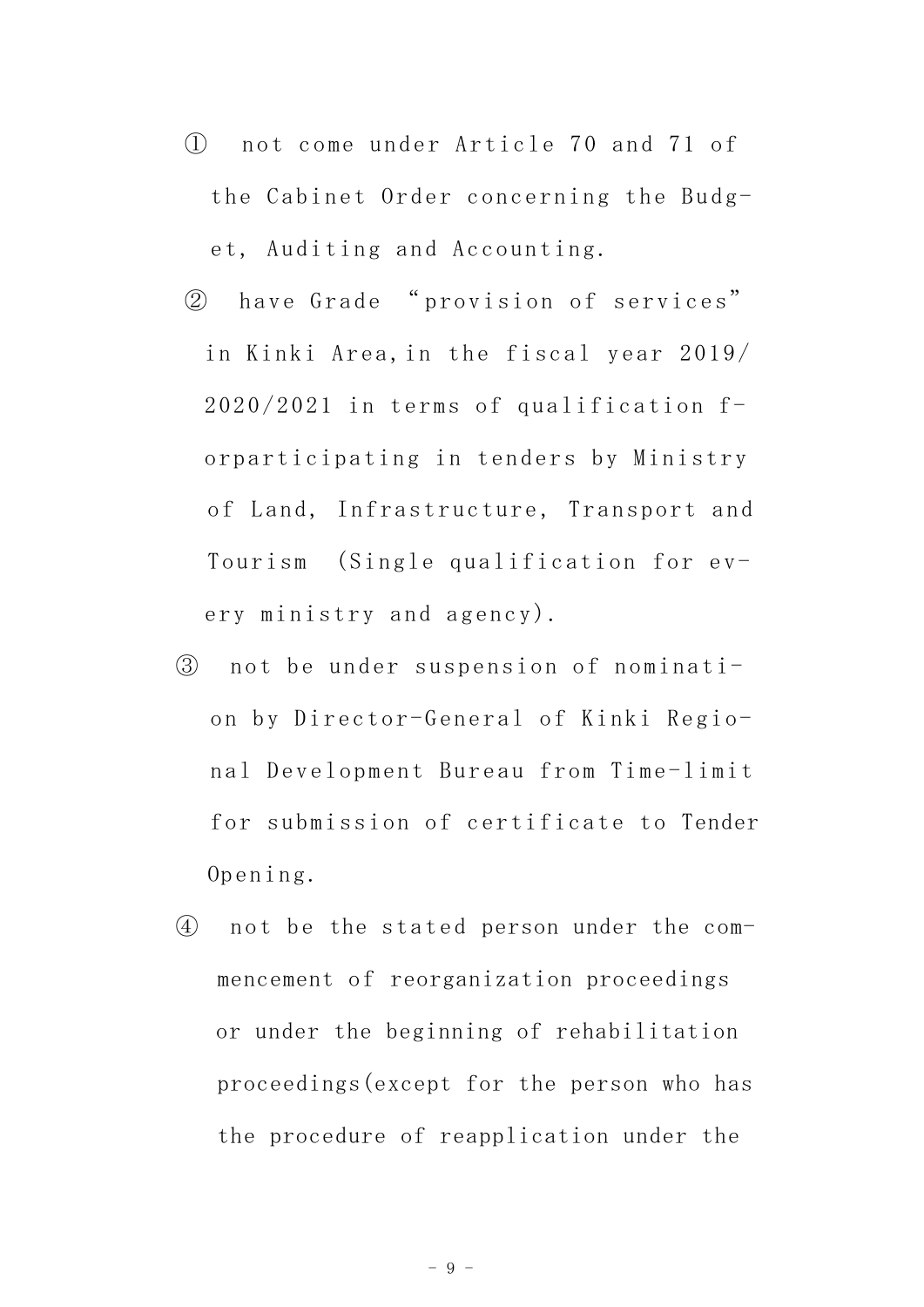① not come under Article 70 and 71 of the Cabinet Order concerning the Budget, Auditing and Accounting.

② have Grade "provision of services" in Kinki Area,in the fiscal year 2019/2020/2021 in terms of qualification forparticipating in tenders by Ministry of Land, Infrastructure, Transport and Tourism (Single qualification for every ministry and agency).

③ not be under suspension of nomination by Director-General of Kinki Regional Development Bureau from Time-limit for submission of certificate to Tender Opening.

④ not be the stated person under the commencement of reorganization proceedings or under the beginning of rehabilitation proceedings(except for the person who has the procedure of reapplication under the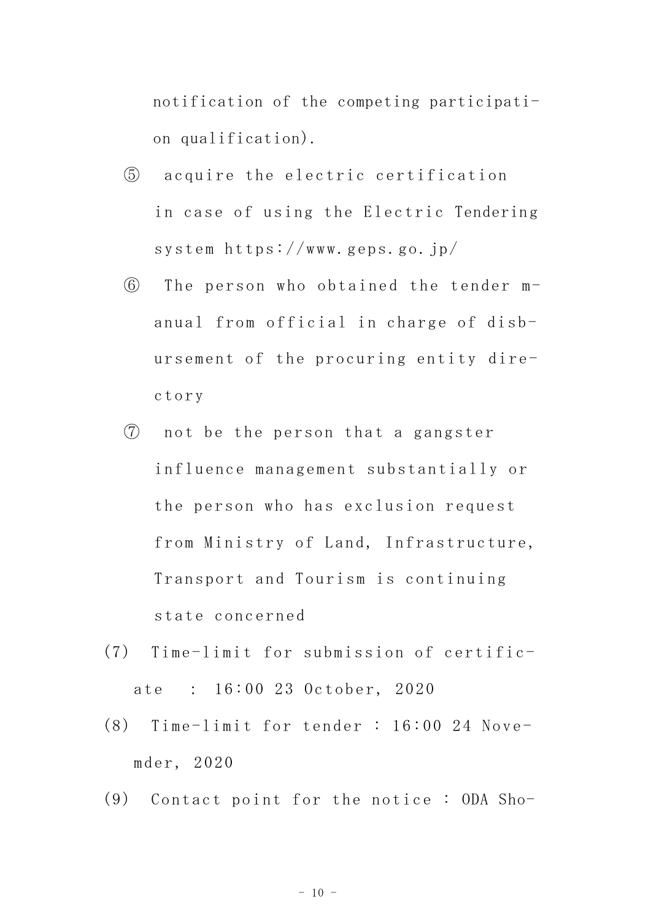notification of the competing participation qualification).

⑤ acquire the electric certification in case of using the Electric Tendering system https://www.geps.go.jp/

⑥ The person who obtained the tender manual from official in charge of disbursement of the procuring entity directory

⑦ not be the person that a gangster influence management substantially or the person who has exclusion request from Ministry of Land, Infrastructure, Transport and Tourism is continuing state concerned

(7) Time-limit for submission of certificate : 16:00 23 October, 2020

(8) Time-limit for tender : 16:00 24 Novemder, 2020

(9) Contact point for the notice : ODA Sho-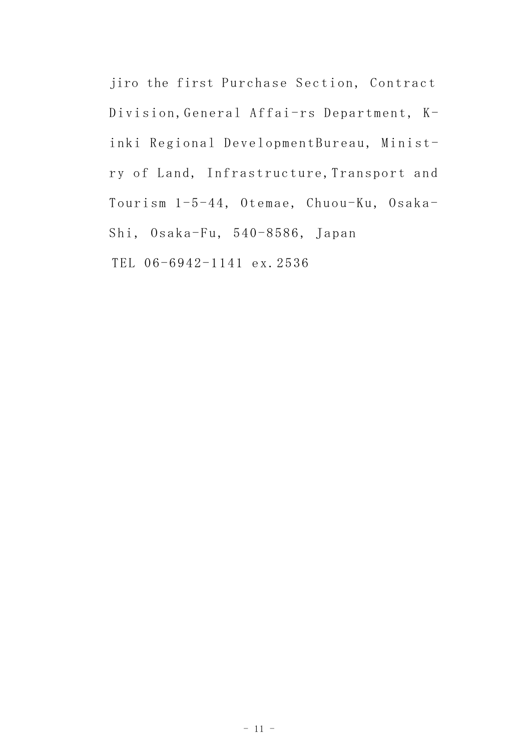jiro the first Purchase Section, Contract Division,General Affai-rs Department, K-inki Regional DevelopmentBureau, Minist-ry of Land, Infrastructure,Transport and Tourism 1-5-44, Otemae, Chuou-Ku, Osaka-Shi, Osaka-Fu, 540-8586, Japan

TEL 06-6942-1141 ex.2536